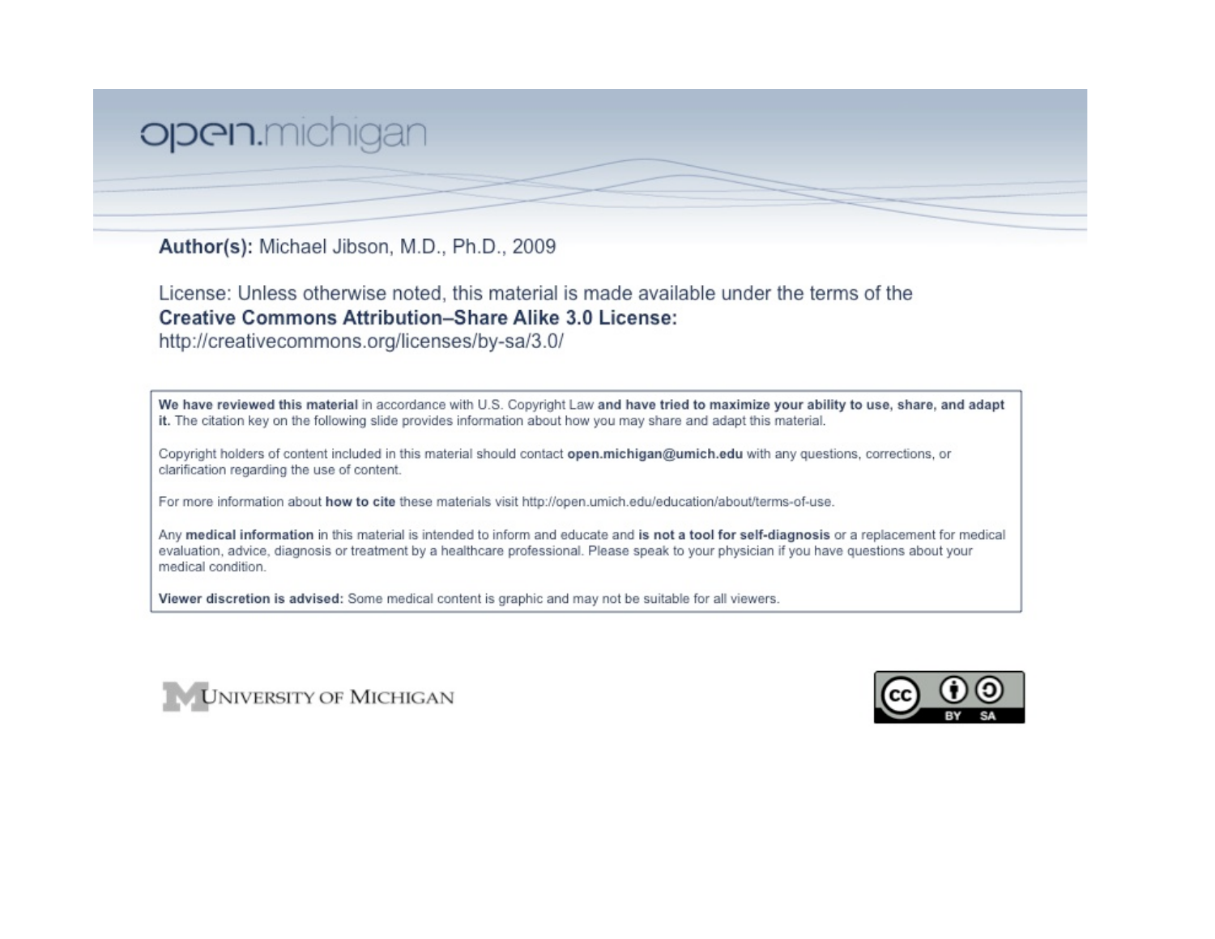open.michigan

**Author(s):** Michael Jibson, M.D., Ph.D., 2009

License: Unless otherwise noted, this material is made available under the terms of the **Creative Commons Attribution–Share Alike 3.0 License:** http://creativecommons.org/licenses/by-sa/3.0/

**We have reviewed this material** in accordance with U.S. Copyright Law **and have tried to maximize your ability to use, share, and adapt it.** The citation key on the following slide provides information about how you may share and adapt this material.

Copyright holders of content included in this material should contact **open.michigan@umich.edu** with any questions, corrections, or clarification regarding the use of content.

For more information about **how to cite** these materials visit http://open.umich.edu/education/about/terms-of-use.

Any **medical information** in this material is intended to inform and educate and **is not a tool for self-diagnosis** or a replacement for medical evaluation, advice, diagnosis or treatment by a healthcare professional. Please speak to your physician if you have questions about your medical condition.

**Viewer discretion is advised:** Some medical content is graphic and may not be suitable for all viewers.

UNIVERSITY OF MICHIGAN

CC BY SA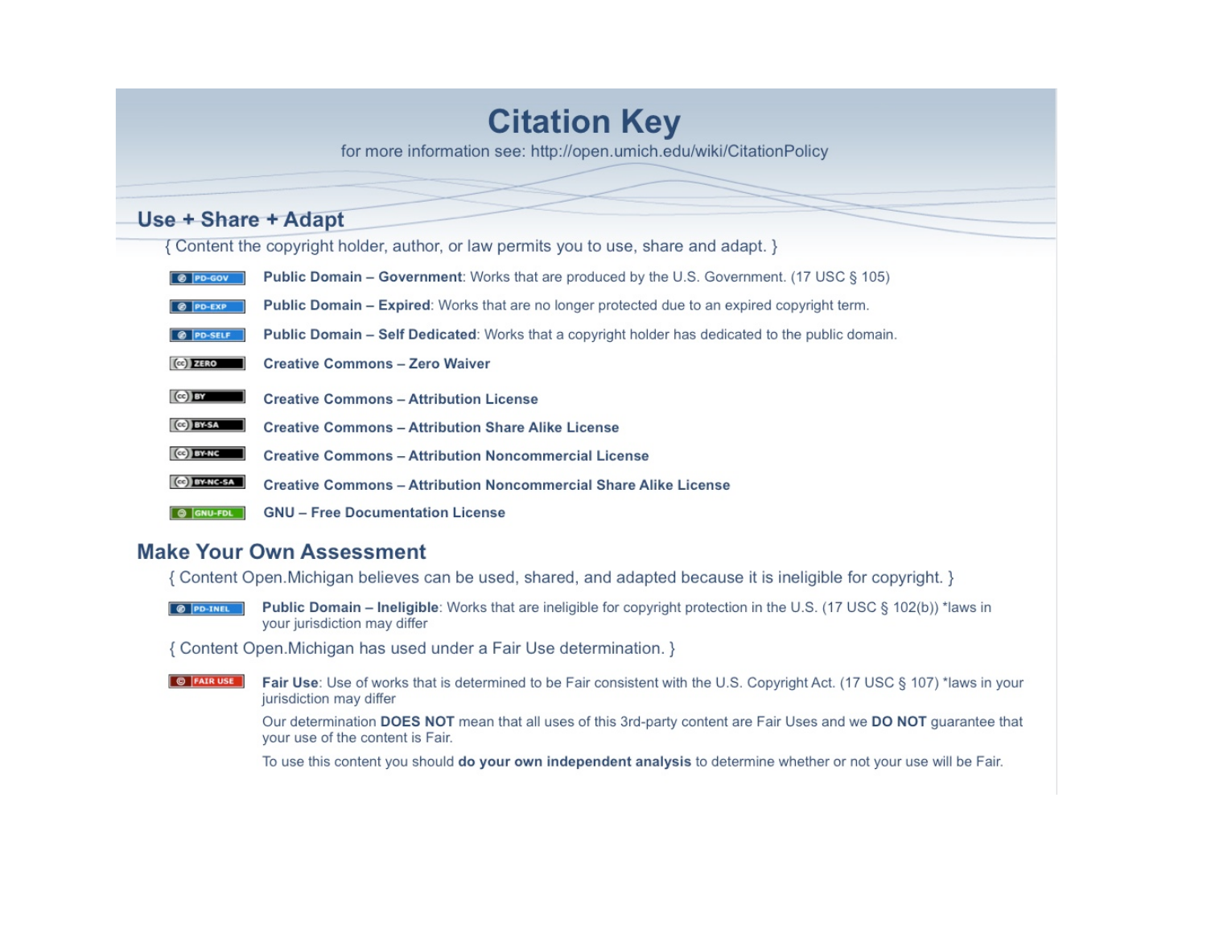# Citation Key

for more information see: http://open.umich.edu/wiki/CitationPolicy

## Use + Share + Adapt

{ Content the copyright holder, author, or law permits you to use, share and adapt. }

- PD-GOV — **Public Domain – Government**: Works that are produced by the U.S. Government. (17 USC § 105)
- PD-EXP — **Public Domain – Expired**: Works that are no longer protected due to an expired copyright term.
- PD-SELF — **Public Domain – Self Dedicated**: Works that a copyright holder has dedicated to the public domain.
- ZERO — **Creative Commons – Zero Waiver**
- BY — **Creative Commons – Attribution License**
- BY-SA — **Creative Commons – Attribution Share Alike License**
- BY-NC — **Creative Commons – Attribution Noncommercial License**
- BY-NC-SA — **Creative Commons – Attribution Noncommercial Share Alike License**
- GNU-FDL — **GNU – Free Documentation License**

## Make Your Own Assessment

{ Content Open.Michigan believes can be used, shared, and adapted because it is ineligible for copyright. }

- PD-INEL — **Public Domain – Ineligible**: Works that are ineligible for copyright protection in the U.S. (17 USC § 102(b)) *laws in your jurisdiction may differ

{ Content Open.Michigan has used under a Fair Use determination. }

- FAIR USE — **Fair Use**: Use of works that is determined to be Fair consistent with the U.S. Copyright Act. (17 USC § 107) *laws in your jurisdiction may differ

  Our determination **DOES NOT** mean that all uses of this 3rd-party content are Fair Uses and we **DO NOT** guarantee that your use of the content is Fair.

  To use this content you should **do your own independent analysis** to determine whether or not your use will be Fair.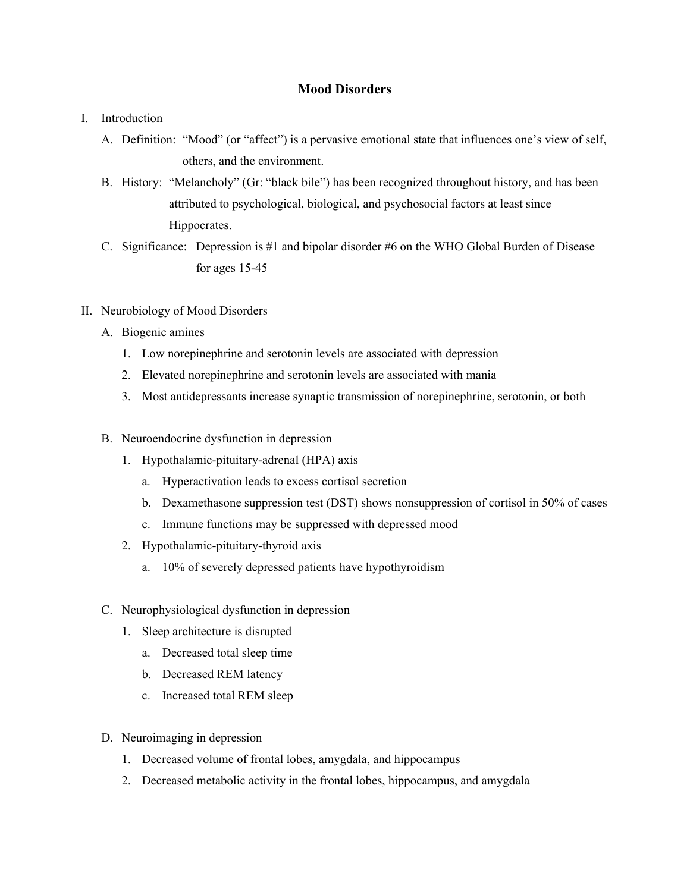# Mood Disorders

I. Introduction

   A. Definition: "Mood" (or "affect") is a pervasive emotional state that influences one's view of self, others, and the environment.

   B. History: "Melancholy" (Gr: "black bile") has been recognized throughout history, and has been attributed to psychological, biological, and psychosocial factors at least since Hippocrates.

   C. Significance: Depression is #1 and bipolar disorder #6 on the WHO Global Burden of Disease for ages 15-45

II. Neurobiology of Mood Disorders

   A. Biogenic amines

      1. Low norepinephrine and serotonin levels are associated with depression
      2. Elevated norepinephrine and serotonin levels are associated with mania
      3. Most antidepressants increase synaptic transmission of norepinephrine, serotonin, or both

   B. Neuroendocrine dysfunction in depression

      1. Hypothalamic-pituitary-adrenal (HPA) axis

         a. Hyperactivation leads to excess cortisol secretion
         b. Dexamethasone suppression test (DST) shows nonsuppression of cortisol in 50% of cases
         c. Immune functions may be suppressed with depressed mood

      2. Hypothalamic-pituitary-thyroid axis

         a. 10% of severely depressed patients have hypothyroidism

   C. Neurophysiological dysfunction in depression

      1. Sleep architecture is disrupted

         a. Decreased total sleep time
         b. Decreased REM latency
         c. Increased total REM sleep

   D. Neuroimaging in depression

      1. Decreased volume of frontal lobes, amygdala, and hippocampus
      2. Decreased metabolic activity in the frontal lobes, hippocampus, and amygdala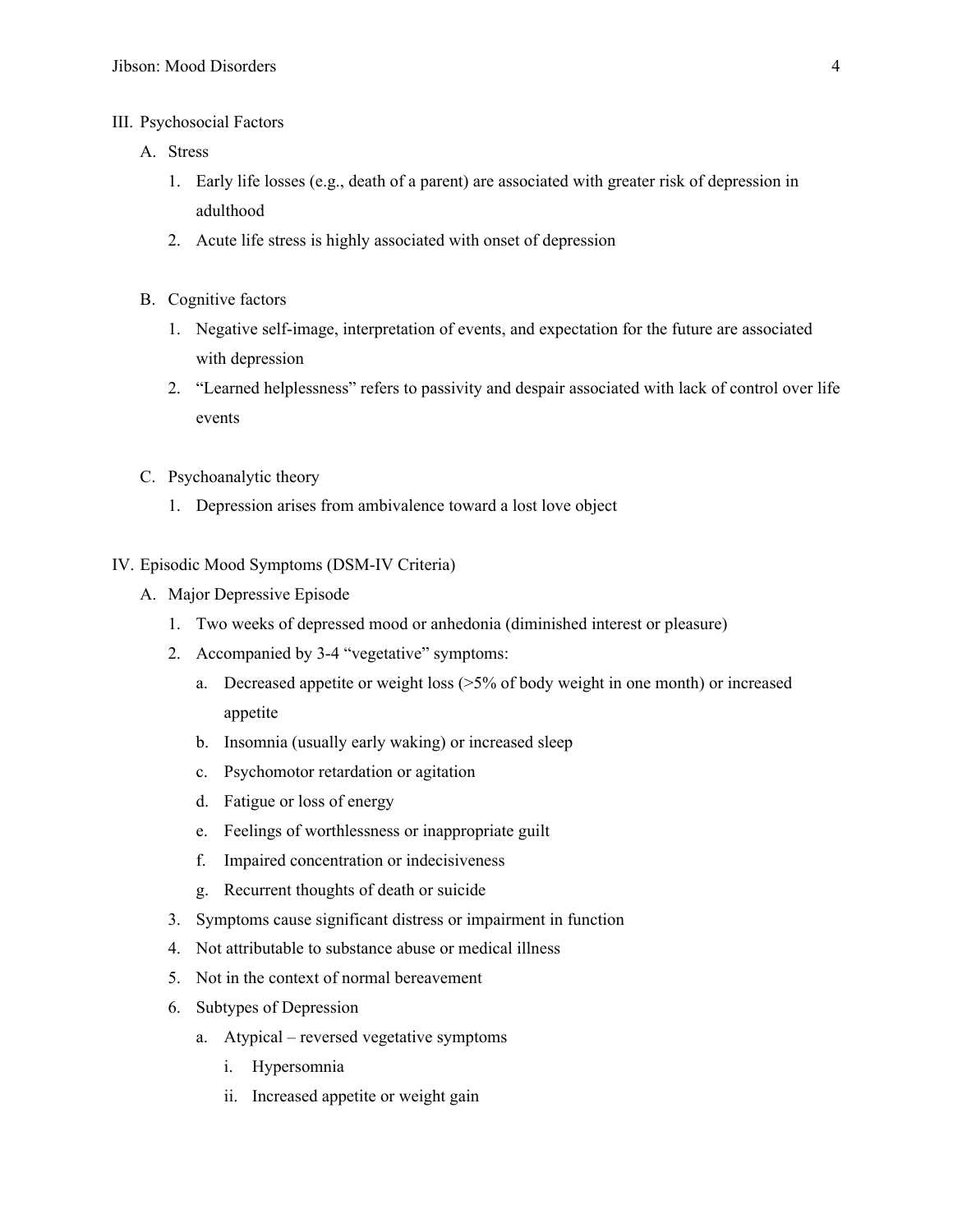III. Psychosocial Factors

A. Stress

1. Early life losses (e.g., death of a parent) are associated with greater risk of depression in adulthood
2. Acute life stress is highly associated with onset of depression

B. Cognitive factors

1. Negative self-image, interpretation of events, and expectation for the future are associated with depression
2. "Learned helplessness" refers to passivity and despair associated with lack of control over life events

C. Psychoanalytic theory

1. Depression arises from ambivalence toward a lost love object

IV. Episodic Mood Symptoms (DSM-IV Criteria)

A. Major Depressive Episode

1. Two weeks of depressed mood or anhedonia (diminished interest or pleasure)
2. Accompanied by 3-4 "vegetative" symptoms:
   a. Decreased appetite or weight loss (>5% of body weight in one month) or increased appetite
   b. Insomnia (usually early waking) or increased sleep
   c. Psychomotor retardation or agitation
   d. Fatigue or loss of energy
   e. Feelings of worthlessness or inappropriate guilt
   f. Impaired concentration or indecisiveness
   g. Recurrent thoughts of death or suicide
3. Symptoms cause significant distress or impairment in function
4. Not attributable to substance abuse or medical illness
5. Not in the context of normal bereavement
6. Subtypes of Depression
   a. Atypical – reversed vegetative symptoms
      i. Hypersomnia
      ii. Increased appetite or weight gain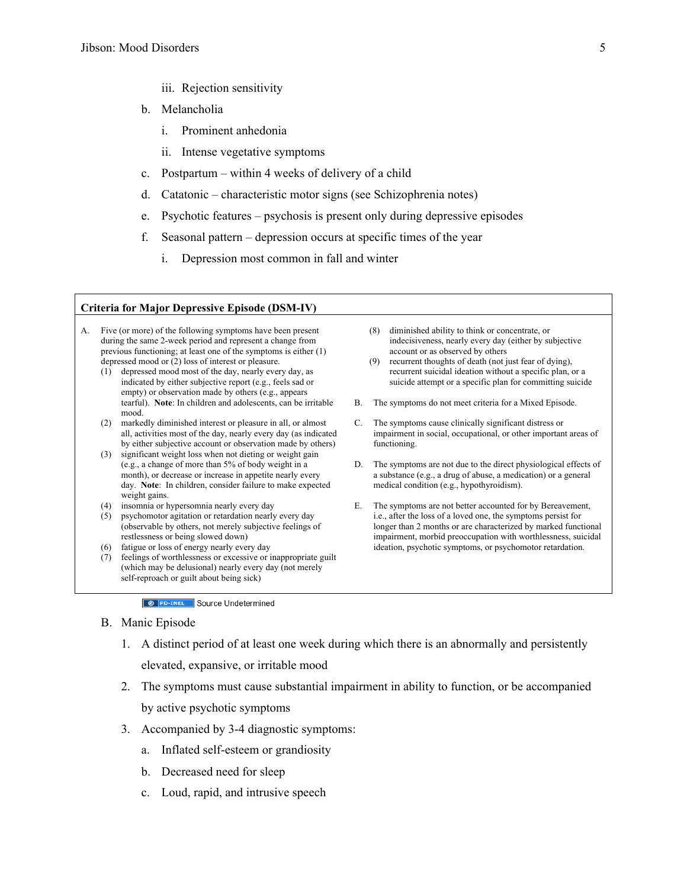iii. Rejection sensitivity

   b. Melancholia

      i. Prominent anhedonia

      ii. Intense vegetative symptoms

   c. Postpartum – within 4 weeks of delivery of a child

   d. Catatonic – characteristic motor signs (see Schizophrenia notes)

   e. Psychotic features – psychosis is present only during depressive episodes

   f. Seasonal pattern – depression occurs at specific times of the year

      i. Depression most common in fall and winter

---

**Criteria for Major Depressive Episode (DSM-IV)**

A. Five (or more) of the following symptoms have been present during the same 2-week period and represent a change from previous functioning; at least one of the symptoms is either (1) depressed mood or (2) loss of interest or pleasure.

   (1) depressed mood most of the day, nearly every day, as indicated by either subjective report (e.g., feels sad or empty) or observation made by others (e.g., appears tearful). **Note**: In children and adolescents, can be irritable mood.

   (2) markedly diminished interest or pleasure in all, or almost all, activities most of the day, nearly every day (as indicated by either subjective account or observation made by others)

   (3) significant weight loss when not dieting or weight gain (e.g., a change of more than 5% of body weight in a month), or decrease or increase in appetite nearly every day. **Note**: In children, consider failure to make expected weight gains.

   (4) insomnia or hypersomnia nearly every day

   (5) psychomotor agitation or retardation nearly every day (observable by others, not merely subjective feelings of restlessness or being slowed down)

   (6) fatigue or loss of energy nearly every day

   (7) feelings of worthlessness or excessive or inappropriate guilt (which may be delusional) nearly every day (not merely self-reproach or guilt about being sick)

   (8) diminished ability to think or concentrate, or indecisiveness, nearly every day (either by subjective account or as observed by others

   (9) recurrent thoughts of death (not just fear of dying), recurrent suicidal ideation without a specific plan, or a suicide attempt or a specific plan for committing suicide

B. The symptoms do not meet criteria for a Mixed Episode.

C. The symptoms cause clinically significant distress or impairment in social, occupational, or other important areas of functioning.

D. The symptoms are not due to the direct physiological effects of a substance (e.g., a drug of abuse, a medication) or a general medical condition (e.g., hypothyroidism).

E. The symptoms are not better accounted for by Bereavement, i.e., after the loss of a loved one, the symptoms persist for longer than 2 months or are characterized by marked functional impairment, morbid preoccupation with worthlessness, suicidal ideation, psychotic symptoms, or psychomotor retardation.

PD-INEL Source Undetermined

---

B. Manic Episode

   1. A distinct period of at least one week during which there is an abnormally and persistently elevated, expansive, or irritable mood

   2. The symptoms must cause substantial impairment in ability to function, or be accompanied by active psychotic symptoms

   3. Accompanied by 3-4 diagnostic symptoms:

      a. Inflated self-esteem or grandiosity

      b. Decreased need for sleep

      c. Loud, rapid, and intrusive speech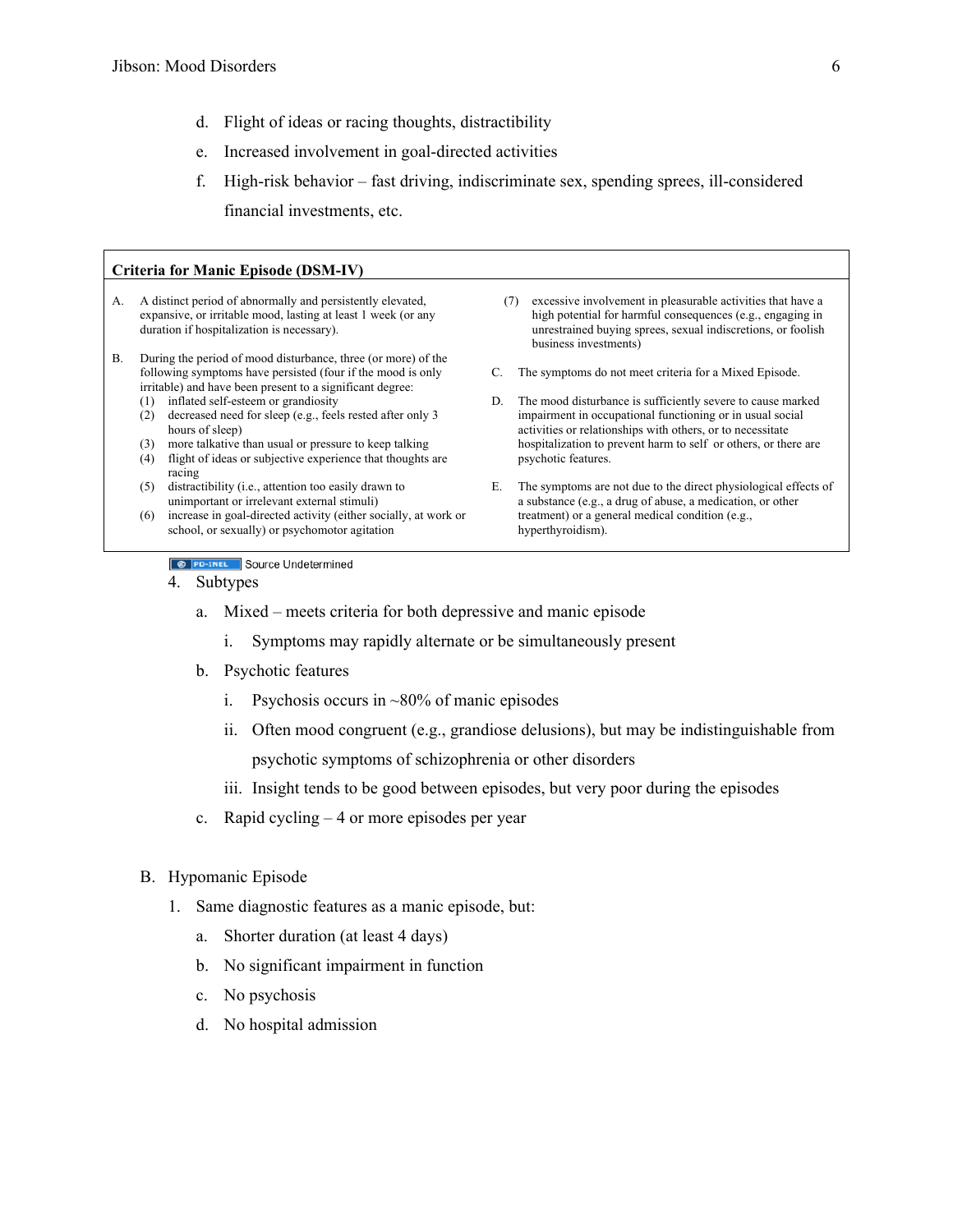d. Flight of ideas or racing thoughts, distractibility

e. Increased involvement in goal-directed activities

f. High-risk behavior – fast driving, indiscriminate sex, spending sprees, ill-considered financial investments, etc.

**Criteria for Manic Episode (DSM-IV)**

A. A distinct period of abnormally and persistently elevated, expansive, or irritable mood, lasting at least 1 week (or any duration if hospitalization is necessary).

B. During the period of mood disturbance, three (or more) of the following symptoms have persisted (four if the mood is only irritable) and have been present to a significant degree:
  (1) inflated self-esteem or grandiosity
  (2) decreased need for sleep (e.g., feels rested after only 3 hours of sleep)
  (3) more talkative than usual or pressure to keep talking
  (4) flight of ideas or subjective experience that thoughts are racing
  (5) distractibility (i.e., attention too easily drawn to unimportant or irrelevant external stimuli)
  (6) increase in goal-directed activity (either socially, at work or school, or sexually) or psychomotor agitation
  (7) excessive involvement in pleasurable activities that have a high potential for harmful consequences (e.g., engaging in unrestrained buying sprees, sexual indiscretions, or foolish business investments)

C. The symptoms do not meet criteria for a Mixed Episode.

D. The mood disturbance is sufficiently severe to cause marked impairment in occupational functioning or in usual social activities or relationships with others, or to necessitate hospitalization to prevent harm to self or others, or there are psychotic features.

E. The symptoms are not due to the direct physiological effects of a substance (e.g., a drug of abuse, a medication, or other treatment) or a general medical condition (e.g., hyperthyroidism).

PD-INEL Source Undetermined

4. Subtypes
   a. Mixed – meets criteria for both depressive and manic episode
      i. Symptoms may rapidly alternate or be simultaneously present
   b. Psychotic features
      i. Psychosis occurs in ~80% of manic episodes
      ii. Often mood congruent (e.g., grandiose delusions), but may be indistinguishable from psychotic symptoms of schizophrenia or other disorders
      iii. Insight tends to be good between episodes, but very poor during the episodes
   c. Rapid cycling – 4 or more episodes per year

B. Hypomanic Episode
   1. Same diagnostic features as a manic episode, but:
      a. Shorter duration (at least 4 days)
      b. No significant impairment in function
      c. No psychosis
      d. No hospital admission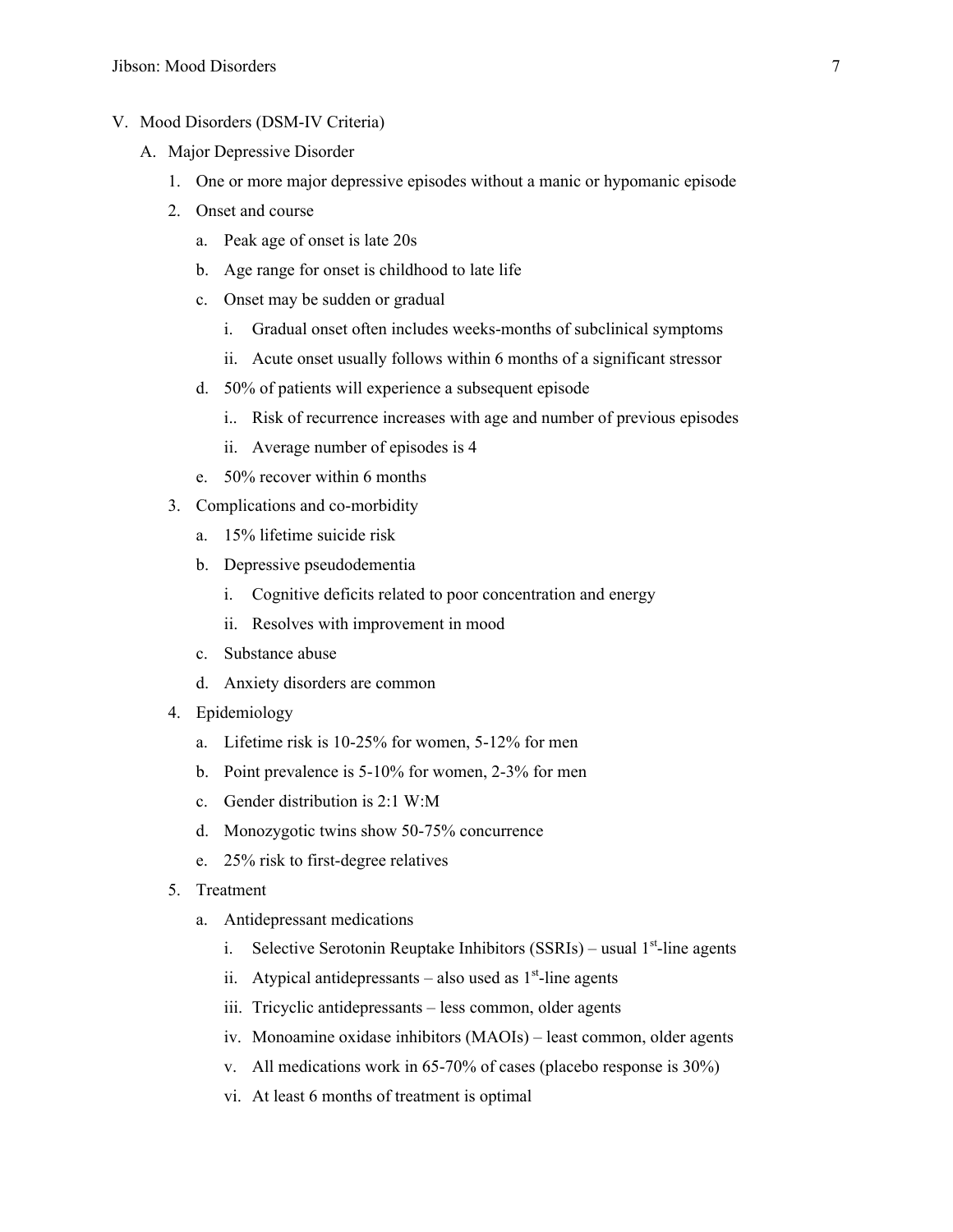V. Mood Disorders (DSM-IV Criteria)

A. Major Depressive Disorder

1. One or more major depressive episodes without a manic or hypomanic episode
2. Onset and course
   a. Peak age of onset is late 20s
   b. Age range for onset is childhood to late life
   c. Onset may be sudden or gradual
      i. Gradual onset often includes weeks-months of subclinical symptoms
      ii. Acute onset usually follows within 6 months of a significant stressor
   d. 50% of patients will experience a subsequent episode
      i.. Risk of recurrence increases with age and number of previous episodes
      ii. Average number of episodes is 4
   e. 50% recover within 6 months
3. Complications and co-morbidity
   a. 15% lifetime suicide risk
   b. Depressive pseudodementia
      i. Cognitive deficits related to poor concentration and energy
      ii. Resolves with improvement in mood
   c. Substance abuse
   d. Anxiety disorders are common
4. Epidemiology
   a. Lifetime risk is 10-25% for women, 5-12% for men
   b. Point prevalence is 5-10% for women, 2-3% for men
   c. Gender distribution is 2:1 W:M
   d. Monozygotic twins show 50-75% concurrence
   e. 25% risk to first-degree relatives
5. Treatment
   a. Antidepressant medications
      i. Selective Serotonin Reuptake Inhibitors (SSRIs) – usual 1st-line agents
      ii. Atypical antidepressants – also used as 1st-line agents
      iii. Tricyclic antidepressants – less common, older agents
      iv. Monoamine oxidase inhibitors (MAOIs) – least common, older agents
      v. All medications work in 65-70% of cases (placebo response is 30%)
      vi. At least 6 months of treatment is optimal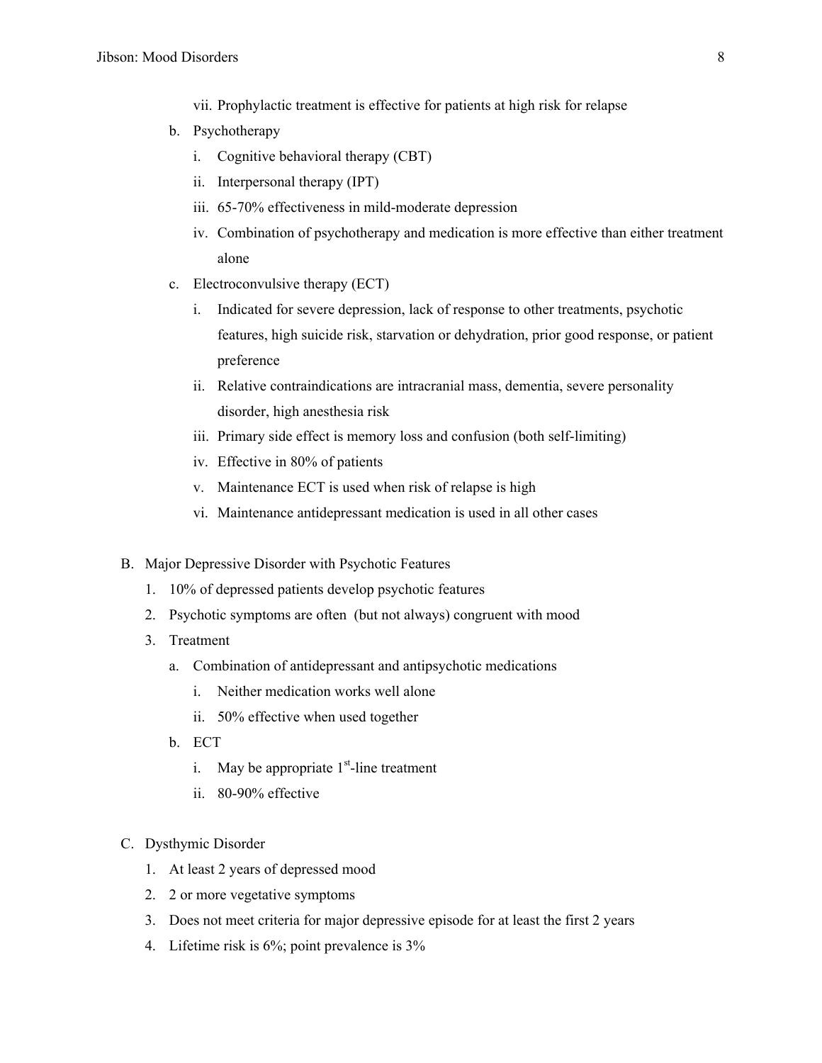- vii. Prophylactic treatment is effective for patients at high risk for relapse
   
   b. Psychotherapy
      - i. Cognitive behavioral therapy (CBT)
      - ii. Interpersonal therapy (IPT)
      - iii. 65-70% effectiveness in mild-moderate depression
      - iv. Combination of psychotherapy and medication is more effective than either treatment alone

   c. Electroconvulsive therapy (ECT)
      - i. Indicated for severe depression, lack of response to other treatments, psychotic features, high suicide risk, starvation or dehydration, prior good response, or patient preference
      - ii. Relative contraindications are intracranial mass, dementia, severe personality disorder, high anesthesia risk
      - iii. Primary side effect is memory loss and confusion (both self-limiting)
      - iv. Effective in 80% of patients
      - v. Maintenance ECT is used when risk of relapse is high
      - vi. Maintenance antidepressant medication is used in all other cases

B. Major Depressive Disorder with Psychotic Features
   1. 10% of depressed patients develop psychotic features
   2. Psychotic symptoms are often (but not always) congruent with mood
   3. Treatment
      a. Combination of antidepressant and antipsychotic medications
         - i. Neither medication works well alone
         - ii. 50% effective when used together
      
      b. ECT
         - i. May be appropriate 1st-line treatment
         - ii. 80-90% effective

C. Dysthymic Disorder
   1. At least 2 years of depressed mood
   2. 2 or more vegetative symptoms
   3. Does not meet criteria for major depressive episode for at least the first 2 years
   4. Lifetime risk is 6%; point prevalence is 3%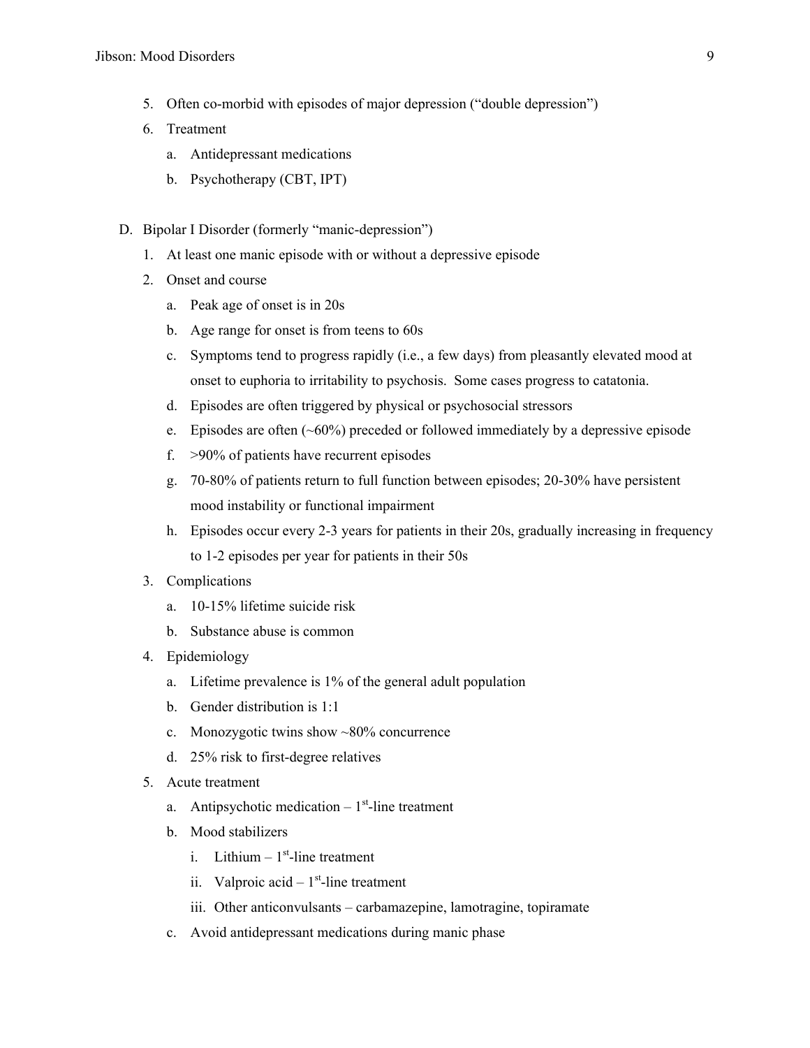5. Often co-morbid with episodes of major depression ("double depression")
6. Treatment
    a. Antidepressant medications
    b. Psychotherapy (CBT, IPT)

D. Bipolar I Disorder (formerly "manic-depression")
1. At least one manic episode with or without a depressive episode
2. Onset and course
    a. Peak age of onset is in 20s
    b. Age range for onset is from teens to 60s
    c. Symptoms tend to progress rapidly (i.e., a few days) from pleasantly elevated mood at onset to euphoria to irritability to psychosis. Some cases progress to catatonia.
    d. Episodes are often triggered by physical or psychosocial stressors
    e. Episodes are often (~60%) preceded or followed immediately by a depressive episode
    f. >90% of patients have recurrent episodes
    g. 70-80% of patients return to full function between episodes; 20-30% have persistent mood instability or functional impairment
    h. Episodes occur every 2-3 years for patients in their 20s, gradually increasing in frequency to 1-2 episodes per year for patients in their 50s
3. Complications
    a. 10-15% lifetime suicide risk
    b. Substance abuse is common
4. Epidemiology
    a. Lifetime prevalence is 1% of the general adult population
    b. Gender distribution is 1:1
    c. Monozygotic twins show ~80% concurrence
    d. 25% risk to first-degree relatives
5. Acute treatment
    a. Antipsychotic medication – 1st-line treatment
    b. Mood stabilizers
        i. Lithium – 1st-line treatment
        ii. Valproic acid – 1st-line treatment
        iii. Other anticonvulsants – carbamazepine, lamotragine, topiramate
    c. Avoid antidepressant medications during manic phase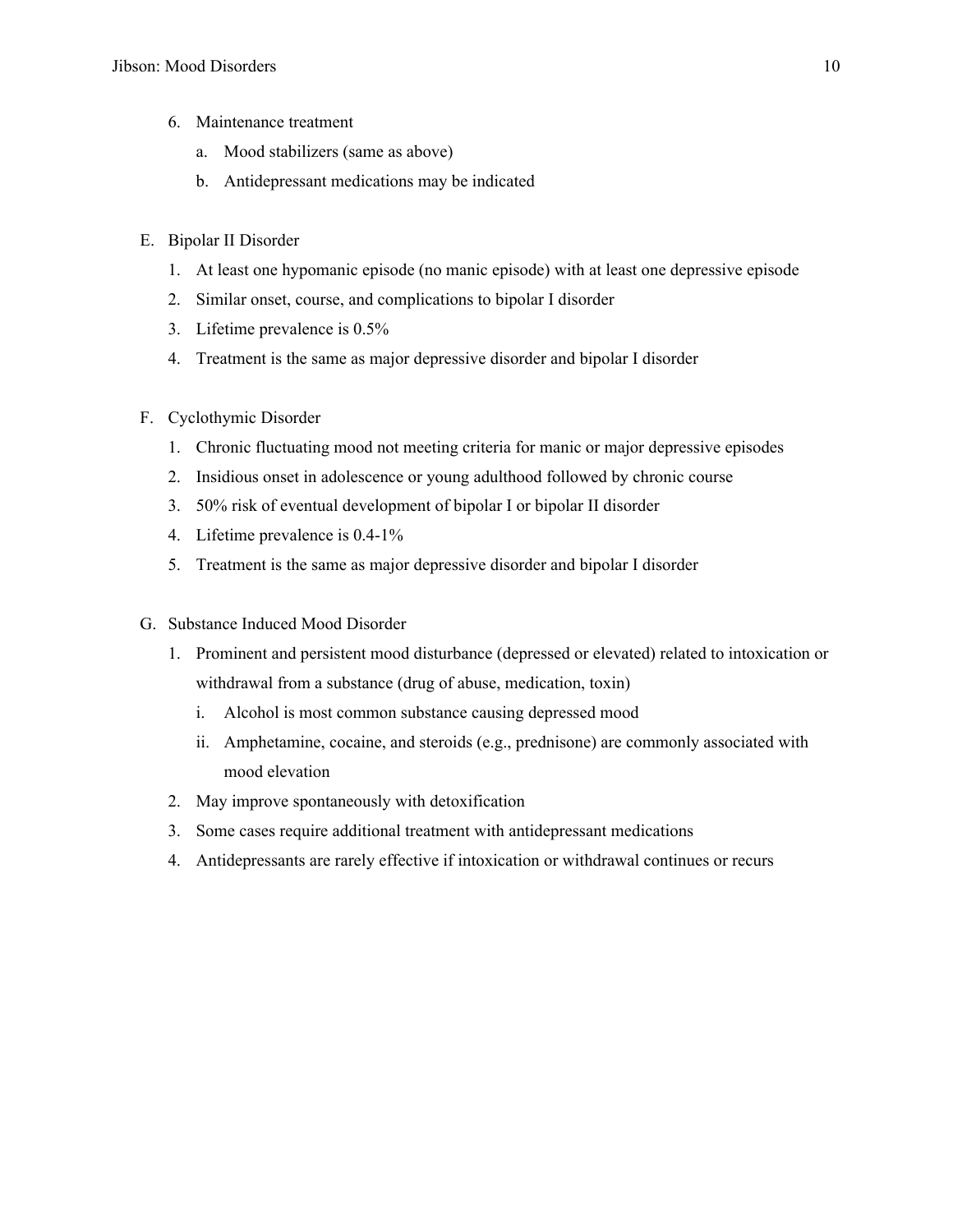6. Maintenance treatment
    a. Mood stabilizers (same as above)
    b. Antidepressant medications may be indicated

E. Bipolar II Disorder
    1. At least one hypomanic episode (no manic episode) with at least one depressive episode
    2. Similar onset, course, and complications to bipolar I disorder
    3. Lifetime prevalence is 0.5%
    4. Treatment is the same as major depressive disorder and bipolar I disorder

F. Cyclothymic Disorder
    1. Chronic fluctuating mood not meeting criteria for manic or major depressive episodes
    2. Insidious onset in adolescence or young adulthood followed by chronic course
    3. 50% risk of eventual development of bipolar I or bipolar II disorder
    4. Lifetime prevalence is 0.4-1%
    5. Treatment is the same as major depressive disorder and bipolar I disorder

G. Substance Induced Mood Disorder
    1. Prominent and persistent mood disturbance (depressed or elevated) related to intoxication or withdrawal from a substance (drug of abuse, medication, toxin)
        i. Alcohol is most common substance causing depressed mood
        ii. Amphetamine, cocaine, and steroids (e.g., prednisone) are commonly associated with mood elevation
    2. May improve spontaneously with detoxification
    3. Some cases require additional treatment with antidepressant medications
    4. Antidepressants are rarely effective if intoxication or withdrawal continues or recurs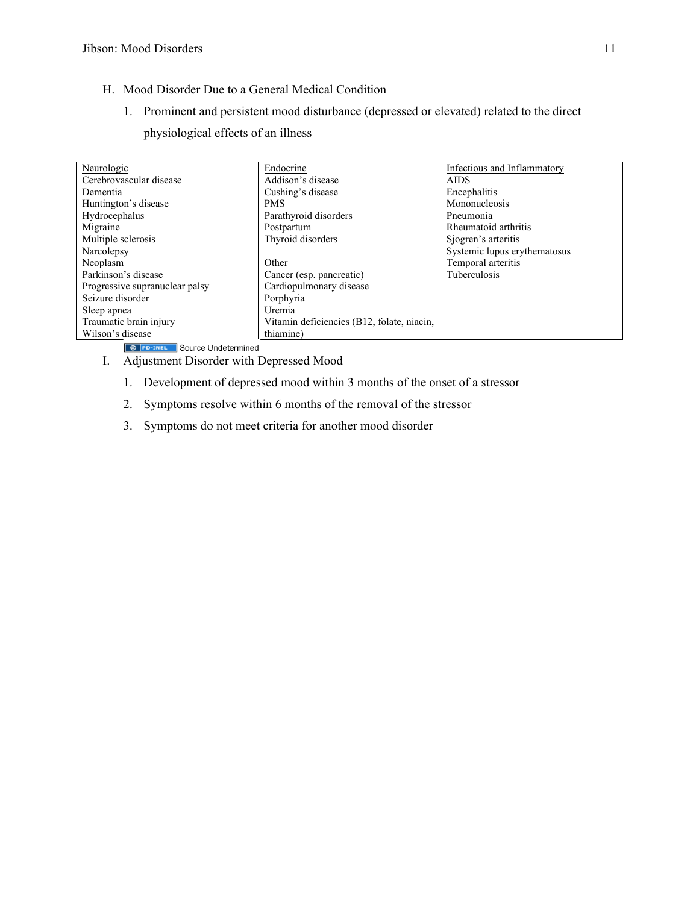H. Mood Disorder Due to a General Medical Condition

1. Prominent and persistent mood disturbance (depressed or elevated) related to the direct physiological effects of an illness

| Neurologic | Endocrine | Infectious and Inflammatory |
|---|---|---|
| Cerebrovascular disease | Addison's disease | AIDS |
| Dementia | Cushing's disease | Encephalitis |
| Huntington's disease | PMS | Mononucleosis |
| Hydrocephalus | Parathyroid disorders | Pneumonia |
| Migraine | Postpartum | Rheumatoid arthritis |
| Multiple sclerosis | Thyroid disorders | Sjogren's arteritis |
| Narcolepsy | | Systemic lupus erythematosus |
| Neoplasm | Other | Temporal arteritis |
| Parkinson's disease | Cancer (esp. pancreatic) | Tuberculosis |
| Progressive supranuclear palsy | Cardiopulmonary disease | |
| Seizure disorder | Porphyria | |
| Sleep apnea | Uremia | |
| Traumatic brain injury | Vitamin deficiencies (B12, folate, niacin, | |
| Wilson's disease | thiamine) | |

PD-INEL Source Undetermined

I. Adjustment Disorder with Depressed Mood

1. Development of depressed mood within 3 months of the onset of a stressor
2. Symptoms resolve within 6 months of the removal of the stressor
3. Symptoms do not meet criteria for another mood disorder